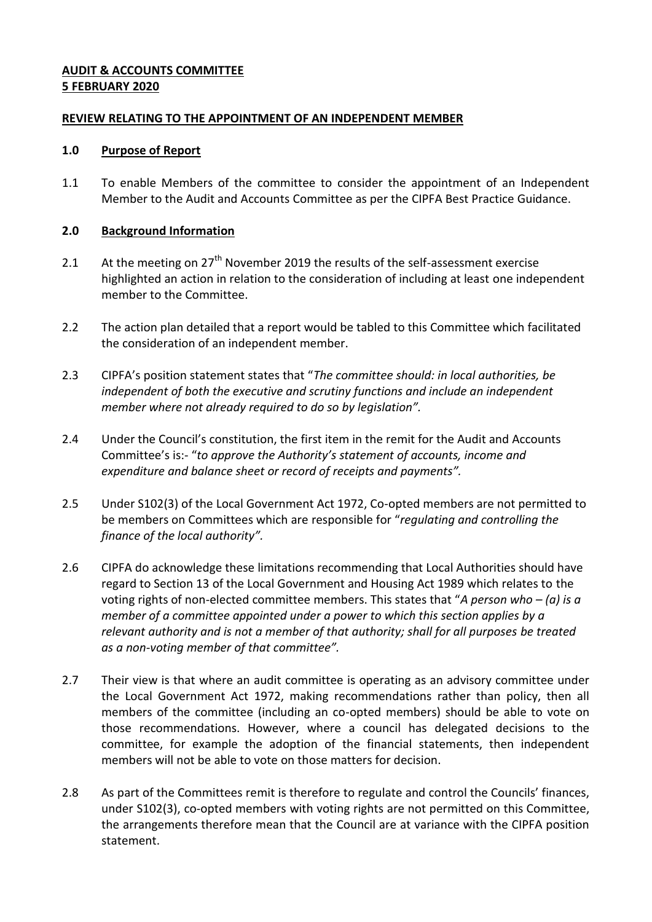**AUDIT & ACCOUNTS COMMITTEE**
**5 FEBRUARY 2020**

**REVIEW RELATING TO THE APPOINTMENT OF AN INDEPENDENT MEMBER**

## 1.0 Purpose of Report

1.1 To enable Members of the committee to consider the appointment of an Independent Member to the Audit and Accounts Committee as per the CIPFA Best Practice Guidance.

## 2.0 Background Information

2.1 At the meeting on 27th November 2019 the results of the self-assessment exercise highlighted an action in relation to the consideration of including at least one independent member to the Committee.

2.2 The action plan detailed that a report would be tabled to this Committee which facilitated the consideration of an independent member.

2.3 CIPFA's position statement states that "*The committee should: in local authorities, be independent of both the executive and scrutiny functions and include an independent member where not already required to do so by legislation".*

2.4 Under the Council's constitution, the first item in the remit for the Audit and Accounts Committee's is:- "*to approve the Authority's statement of accounts, income and expenditure and balance sheet or record of receipts and payments".*

2.5 Under S102(3) of the Local Government Act 1972, Co-opted members are not permitted to be members on Committees which are responsible for "*regulating and controlling the finance of the local authority".*

2.6 CIPFA do acknowledge these limitations recommending that Local Authorities should have regard to Section 13 of the Local Government and Housing Act 1989 which relates to the voting rights of non-elected committee members. This states that "*A person who – (a) is a member of a committee appointed under a power to which this section applies by a relevant authority and is not a member of that authority; shall for all purposes be treated as a non-voting member of that committee".*

2.7 Their view is that where an audit committee is operating as an advisory committee under the Local Government Act 1972, making recommendations rather than policy, then all members of the committee (including an co-opted members) should be able to vote on those recommendations. However, where a council has delegated decisions to the committee, for example the adoption of the financial statements, then independent members will not be able to vote on those matters for decision.

2.8 As part of the Committees remit is therefore to regulate and control the Councils' finances, under S102(3), co-opted members with voting rights are not permitted on this Committee, the arrangements therefore mean that the Council are at variance with the CIPFA position statement.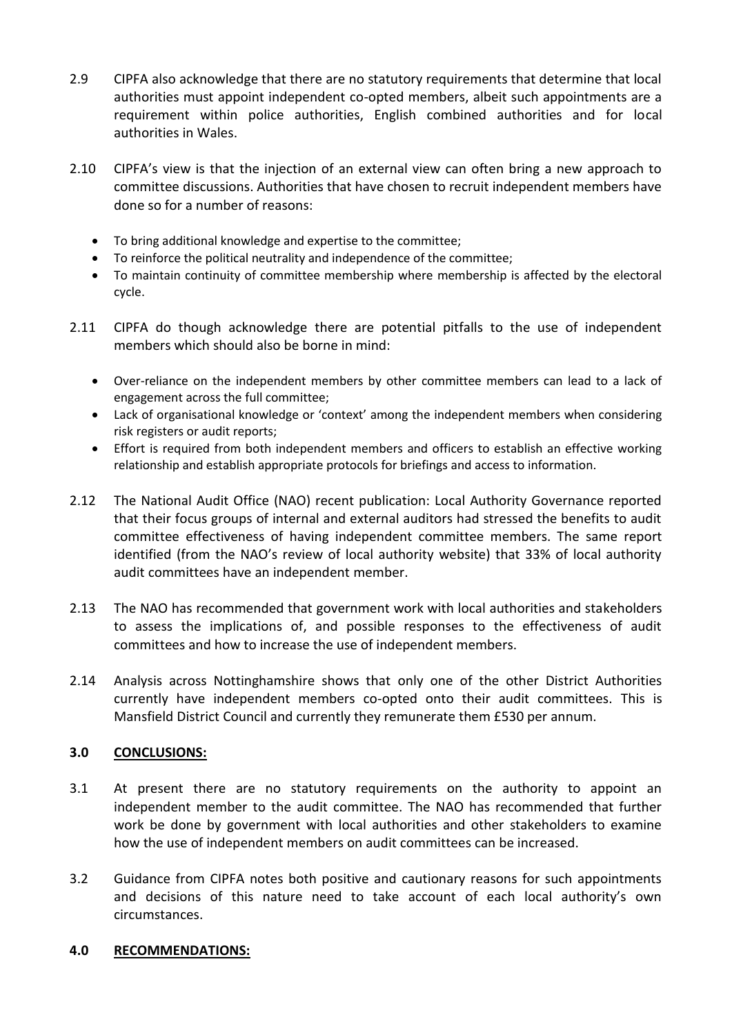2.9 CIPFA also acknowledge that there are no statutory requirements that determine that local authorities must appoint independent co-opted members, albeit such appointments are a requirement within police authorities, English combined authorities and for local authorities in Wales.

2.10 CIPFA's view is that the injection of an external view can often bring a new approach to committee discussions. Authorities that have chosen to recruit independent members have done so for a number of reasons:

- To bring additional knowledge and expertise to the committee;
- To reinforce the political neutrality and independence of the committee;
- To maintain continuity of committee membership where membership is affected by the electoral cycle.

2.11 CIPFA do though acknowledge there are potential pitfalls to the use of independent members which should also be borne in mind:

- Over-reliance on the independent members by other committee members can lead to a lack of engagement across the full committee;
- Lack of organisational knowledge or 'context' among the independent members when considering risk registers or audit reports;
- Effort is required from both independent members and officers to establish an effective working relationship and establish appropriate protocols for briefings and access to information.

2.12 The National Audit Office (NAO) recent publication: Local Authority Governance reported that their focus groups of internal and external auditors had stressed the benefits to audit committee effectiveness of having independent committee members. The same report identified (from the NAO's review of local authority website) that 33% of local authority audit committees have an independent member.

2.13 The NAO has recommended that government work with local authorities and stakeholders to assess the implications of, and possible responses to the effectiveness of audit committees and how to increase the use of independent members.

2.14 Analysis across Nottinghamshire shows that only one of the other District Authorities currently have independent members co-opted onto their audit committees. This is Mansfield District Council and currently they remunerate them £530 per annum.

## 3.0 CONCLUSIONS:

3.1 At present there are no statutory requirements on the authority to appoint an independent member to the audit committee. The NAO has recommended that further work be done by government with local authorities and other stakeholders to examine how the use of independent members on audit committees can be increased.

3.2 Guidance from CIPFA notes both positive and cautionary reasons for such appointments and decisions of this nature need to take account of each local authority's own circumstances.

## 4.0 RECOMMENDATIONS: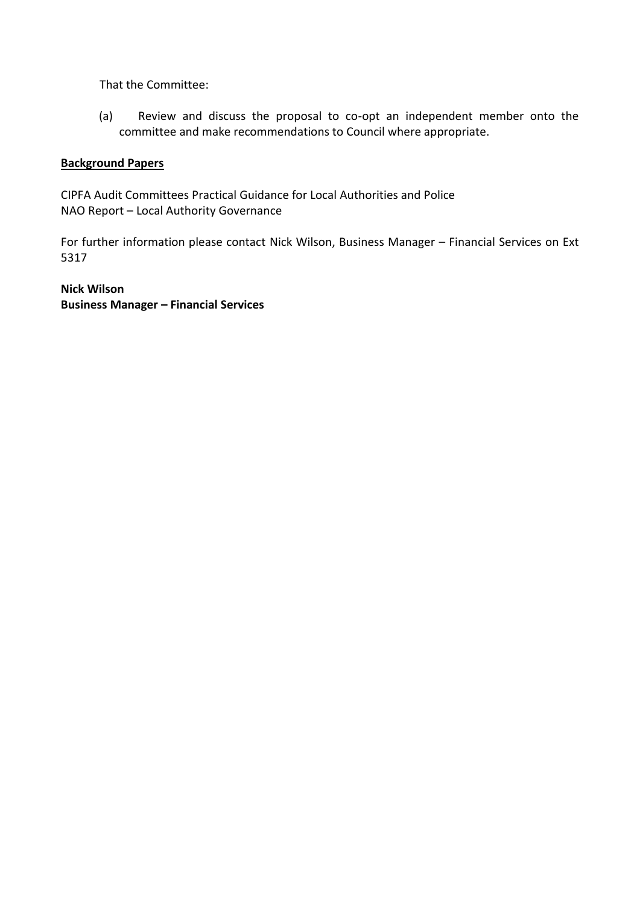That the Committee:

(a) Review and discuss the proposal to co-opt an independent member onto the committee and make recommendations to Council where appropriate.

**Background Papers**

CIPFA Audit Committees Practical Guidance for Local Authorities and Police
NAO Report – Local Authority Governance

For further information please contact Nick Wilson, Business Manager – Financial Services on Ext 5317

**Nick Wilson**
**Business Manager – Financial Services**